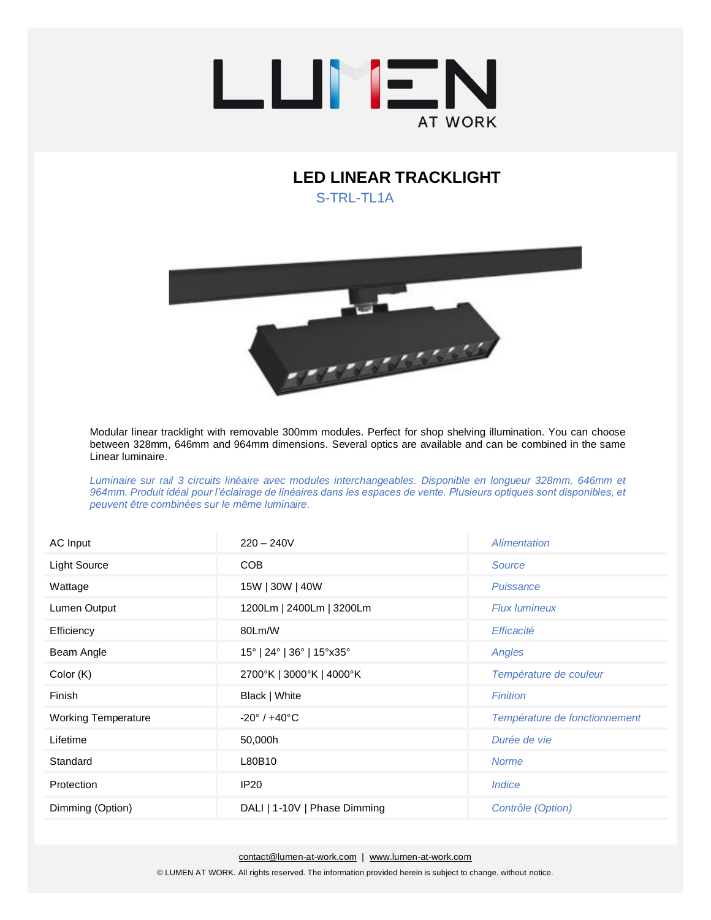# LED LINEAR TRACKLIGHT

S-TRL-TL1A

Modular linear tracklight with removable 300mm modules. Perfect for shop shelving illumination. You can choose between 328mm, 646mm and 964mm dimensions. Several optics are available and can be combined in the same Linear luminaire.

*Luminaire sur rail 3 circuits linéaire avec modules interchangeables. Disponible en longueur 328mm, 646mm et 964mm. Produit idéal pour l'éclairage de linéaires dans les espaces de vente. Plusieurs optiques sont disponibles, et peuvent être combinées sur le même luminaire.*

| | | |
|---|---|---|
| AC Input | 220 – 240V | *Alimentation* |
| Light Source | COB | *Source* |
| Wattage | 15W \| 30W \| 40W | *Puissance* |
| Lumen Output | 1200Lm \| 2400Lm \| 3200Lm | *Flux lumineux* |
| Efficiency | 80Lm/W | *Efficacité* |
| Beam Angle | 15° \| 24° \| 36° \| 15°x35° | *Angles* |
| Color (K) | 2700°K \| 3000°K \| 4000°K | *Température de couleur* |
| Finish | Black \| White | *Finition* |
| Working Temperature | -20° / +40°C | *Température de fonctionnement* |
| Lifetime | 50,000h | *Durée de vie* |
| Standard | L80B10 | *Norme* |
| Protection | IP20 | *Indice* |
| Dimming (Option) | DALI \| 1-10V \| Phase Dimming | *Contrôle (Option)* |

contact@lumen-at-work.com | www.lumen-at-work.com

© LUMEN AT WORK. All rights reserved. The information provided herein is subject to change, without notice.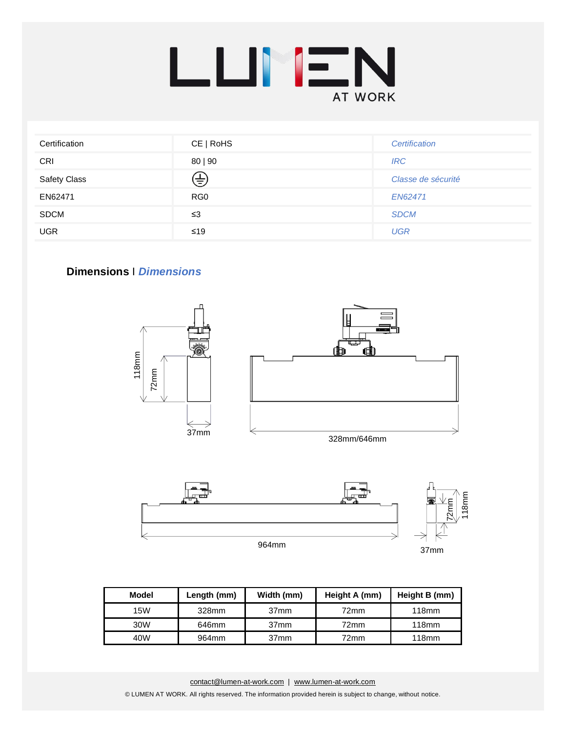| | | |
|---|---|---|
| Certification | CE \| RoHS | *Certification* |
| CRI | 80 \| 90 | *IRC* |
| Safety Class | ⏚ | *Classe de sécurité* |
| EN62471 | RG0 | *EN62471* |
| SDCM | ≤3 | *SDCM* |
| UGR | ≤19 | *UGR* |

## Dimensions I *Dimensions*

118mm
72mm
37mm
328mm/646mm

964mm
72mm
118mm
37mm

| Model | Length (mm) | Width (mm) | Height A (mm) | Height B (mm) |
|---|---|---|---|---|
| 15W | 328mm | 37mm | 72mm | 118mm |
| 30W | 646mm | 37mm | 72mm | 118mm |
| 40W | 964mm | 37mm | 72mm | 118mm |

contact@lumen-at-work.com | www.lumen-at-work.com

© LUMEN AT WORK. All rights reserved. The information provided herein is subject to change, without notice.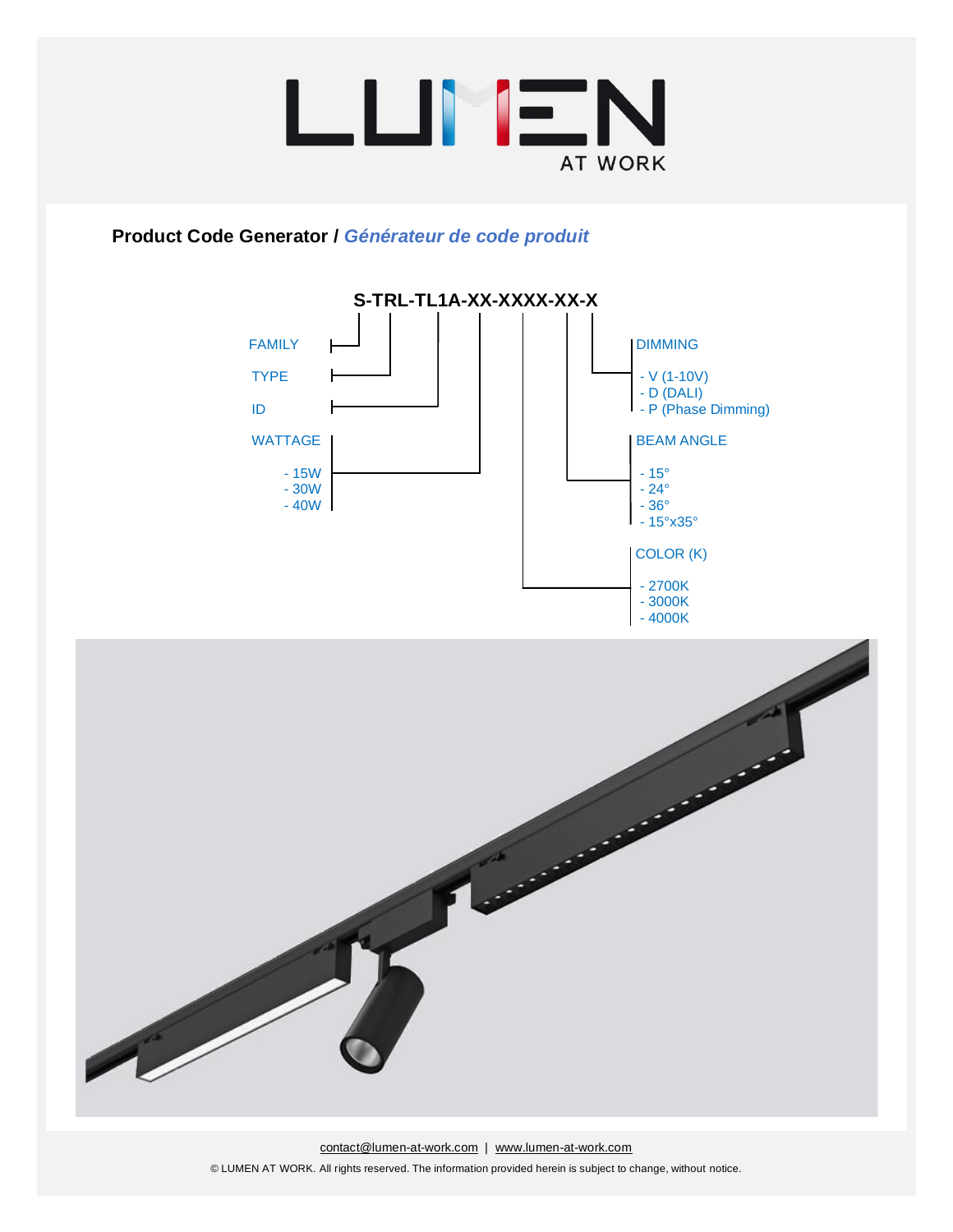LUMEN AT WORK

## Product Code Generator / *Générateur de code produit*

**S-TRL-TL1A-XX-XXXX-XX-X**

FAMILY

TYPE

ID

WATTAGE

- 15W
- 30W
- 40W

DIMMING

- V (1-10V)
- D (DALI)
- P (Phase Dimming)

BEAM ANGLE

- 15°
- 24°
- 36°
- 15°x35°

COLOR (K)

- 2700K
- 3000K
- 4000K

contact@lumen-at-work.com | www.lumen-at-work.com

© LUMEN AT WORK. All rights reserved. The information provided herein is subject to change, without notice.